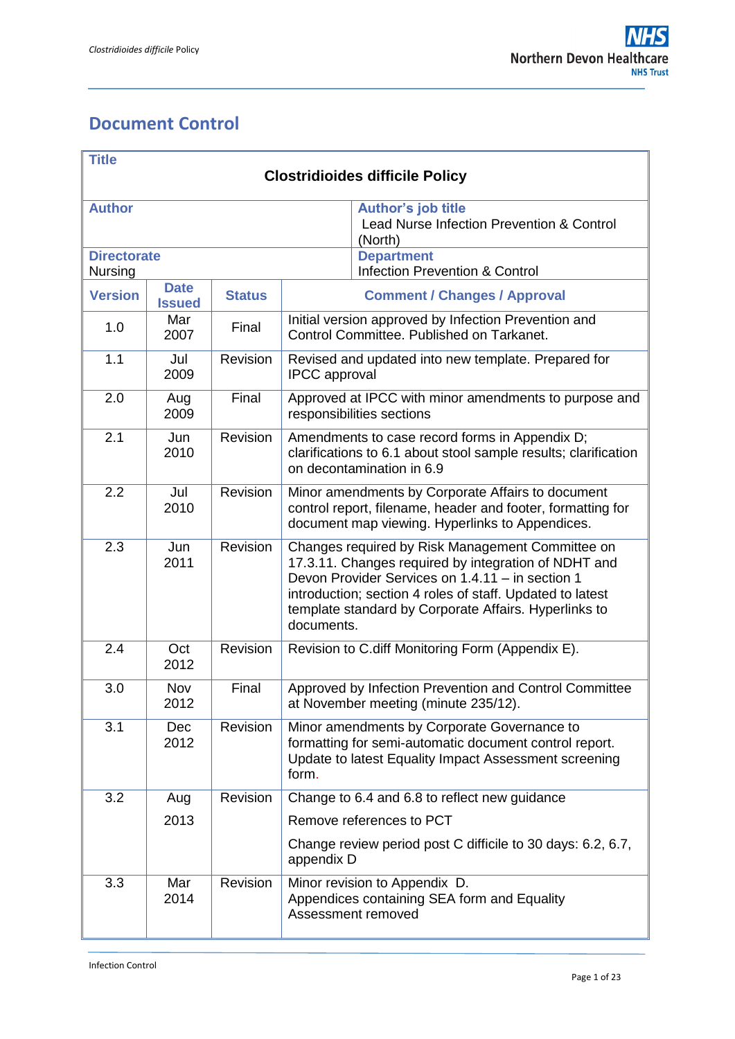# Document Control

| Title | | | | |
|---|---|---|---|---|
| **Clostridioides difficile Policy** | | | | |
| **Author** | | | **Author's job title** Lead Nurse Infection Prevention & Control (North) | |
| **Directorate** Nursing | | | **Department** Infection Prevention & Control | |
| **Version** | **Date Issued** | **Status** | **Comment / Changes / Approval** | |
| 1.0 | Mar 2007 | Final | Initial version approved by Infection Prevention and Control Committee. Published on Tarkanet. | |
| 1.1 | Jul 2009 | Revision | Revised and updated into new template. Prepared for IPCC approval | |
| 2.0 | Aug 2009 | Final | Approved at IPCC with minor amendments to purpose and responsibilities sections | |
| 2.1 | Jun 2010 | Revision | Amendments to case record forms in Appendix D; clarifications to 6.1 about stool sample results; clarification on decontamination in 6.9 | |
| 2.2 | Jul 2010 | Revision | Minor amendments by Corporate Affairs to document control report, filename, header and footer, formatting for document map viewing. Hyperlinks to Appendices. | |
| 2.3 | Jun 2011 | Revision | Changes required by Risk Management Committee on 17.3.11. Changes required by integration of NDHT and Devon Provider Services on 1.4.11 – in section 1 introduction; section 4 roles of staff. Updated to latest template standard by Corporate Affairs. Hyperlinks to documents. | |
| 2.4 | Oct 2012 | Revision | Revision to C.diff Monitoring Form (Appendix E). | |
| 3.0 | Nov 2012 | Final | Approved by Infection Prevention and Control Committee at November meeting (minute 235/12). | |
| 3.1 | Dec 2012 | Revision | Minor amendments by Corporate Governance to formatting for semi-automatic document control report. Update to latest Equality Impact Assessment screening form. | |
| 3.2 | Aug 2013 | Revision | Change to 6.4 and 6.8 to reflect new guidance<br>Remove references to PCT<br>Change review period post C difficile to 30 days: 6.2, 6.7, appendix D | |
| 3.3 | Mar 2014 | Revision | Minor revision to Appendix D.<br>Appendices containing SEA form and Equality Assessment removed | |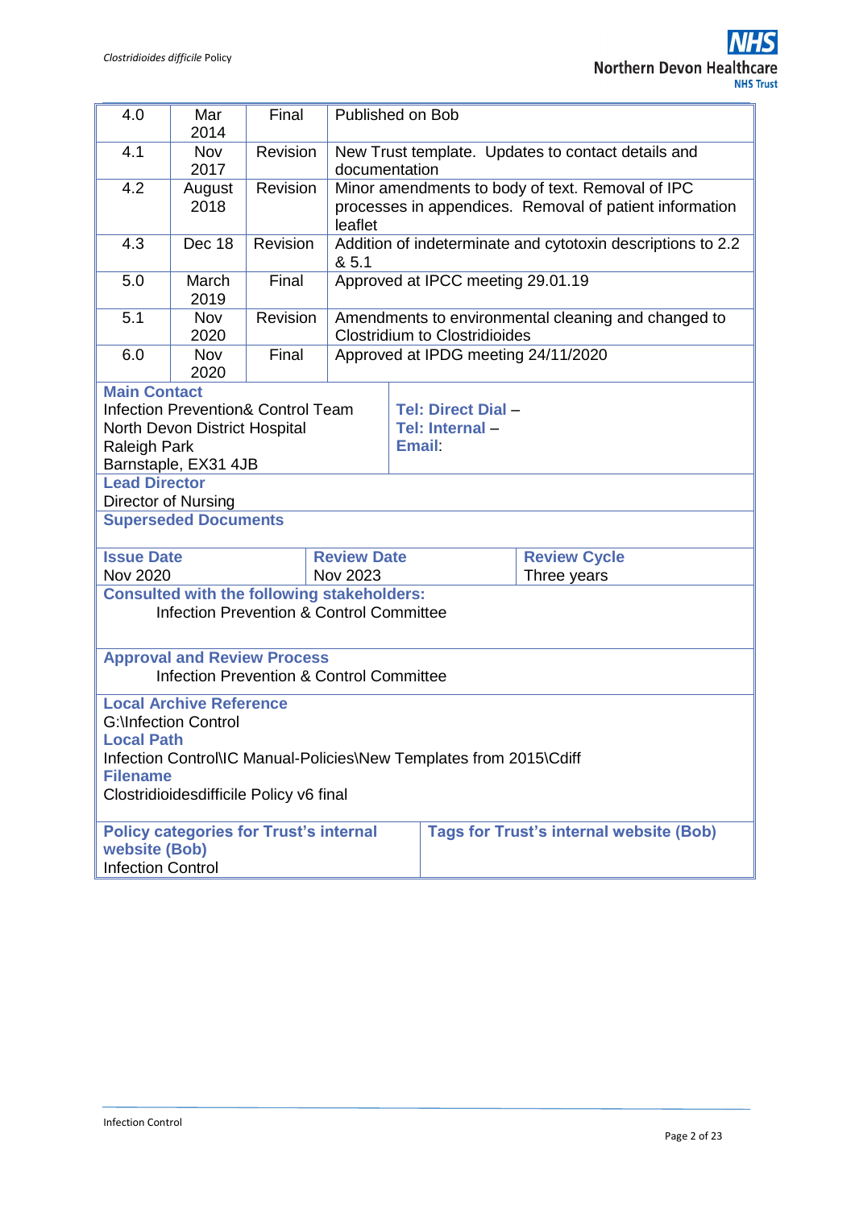| | | | |
|---|---|---|---|
| 4.0 | Mar 2014 | Final | Published on Bob |
| 4.1 | Nov 2017 | Revision | New Trust template. Updates to contact details and documentation |
| 4.2 | August 2018 | Revision | Minor amendments to body of text. Removal of IPC processes in appendices. Removal of patient information leaflet |
| 4.3 | Dec 18 | Revision | Addition of indeterminate and cytotoxin descriptions to 2.2 & 5.1 |
| 5.0 | March 2019 | Final | Approved at IPCC meeting 29.01.19 |
| 5.1 | Nov 2020 | Revision | Amendments to environmental cleaning and changed to Clostridium to Clostridioides |
| 6.0 | Nov 2020 | Final | Approved at IPDG meeting 24/11/2020 |

| | |
|---|---|
| **Main Contact**<br>Infection Prevention& Control Team<br>North Devon District Hospital<br>Raleigh Park<br>Barnstaple, EX31 4JB | **Tel: Direct Dial** –<br>**Tel: Internal** –<br>**Email**: |

**Lead Director**
Director of Nursing

**Superseded Documents**

| **Issue Date** | **Review Date** | **Review Cycle** |
|---|---|---|
| Nov 2020 | Nov 2023 | Three years |

**Consulted with the following stakeholders:**
Infection Prevention & Control Committee

**Approval and Review Process**
Infection Prevention & Control Committee

**Local Archive Reference**
G:\Infection Control
**Local Path**
Infection Control\IC Manual-Policies\New Templates from 2015\Cdiff
**Filename**
Clostridioidesdifficile Policy v6 final

| **Policy categories for Trust's internal website (Bob)** | **Tags for Trust's internal website (Bob)** |
|---|---|
| Infection Control | |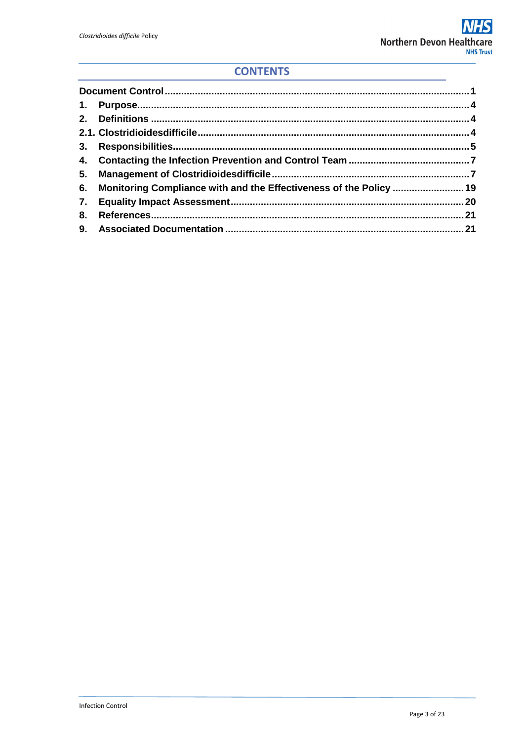## CONTENTS

| | |
|---|---|
| **Document Control** | **1** |
| **1. Purpose** | **4** |
| **2. Definitions** | **4** |
| **2.1. Clostridioidesdifficile** | **4** |
| **3. Responsibilities** | **5** |
| **4. Contacting the Infection Prevention and Control Team** | **7** |
| **5. Management of Clostridioidesdifficile** | **7** |
| **6. Monitoring Compliance with and the Effectiveness of the Policy** | **19** |
| **7. Equality Impact Assessment** | **20** |
| **8. References** | **21** |
| **9. Associated Documentation** | **21** |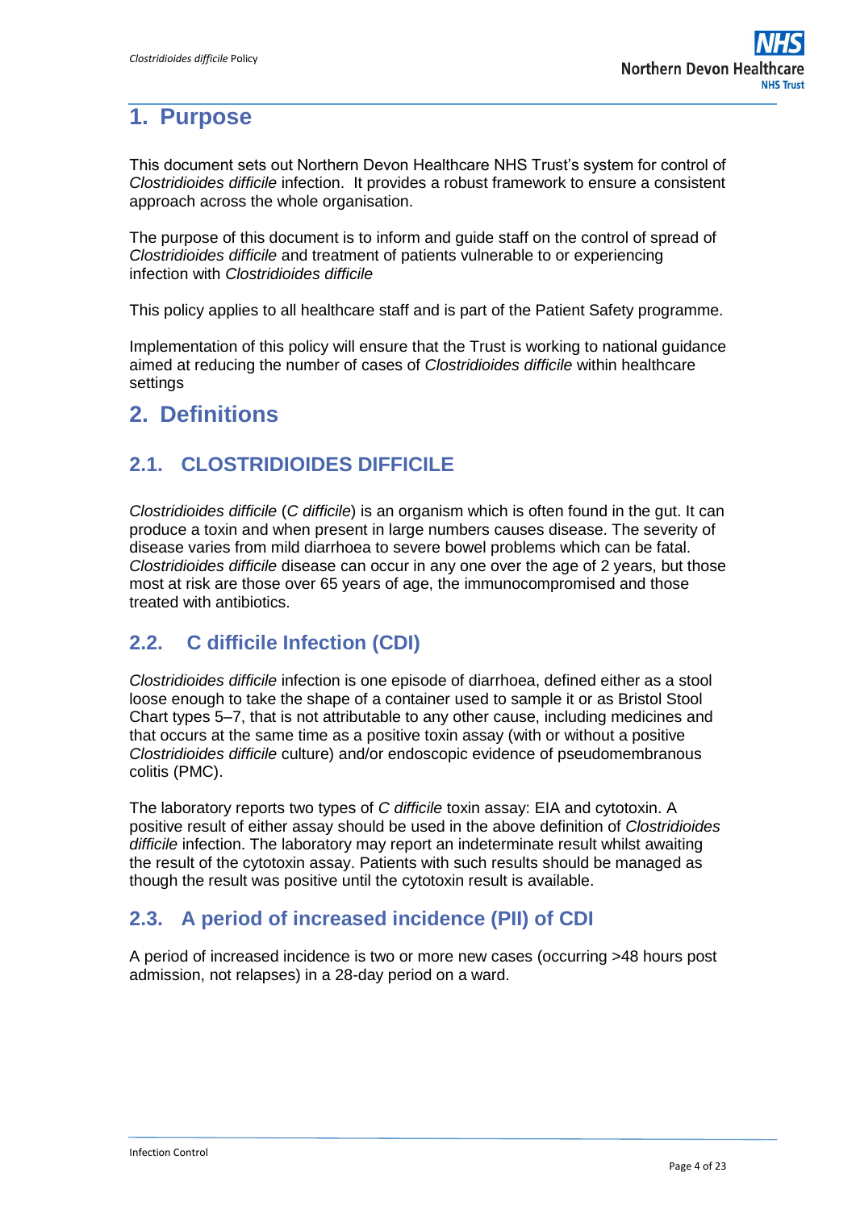# 1. Purpose

This document sets out Northern Devon Healthcare NHS Trust's system for control of *Clostridioides difficile* infection. It provides a robust framework to ensure a consistent approach across the whole organisation.

The purpose of this document is to inform and guide staff on the control of spread of *Clostridioides difficile* and treatment of patients vulnerable to or experiencing infection with *Clostridioides difficile*

This policy applies to all healthcare staff and is part of the Patient Safety programme.

Implementation of this policy will ensure that the Trust is working to national guidance aimed at reducing the number of cases of *Clostridioides difficile* within healthcare settings

# 2. Definitions

## 2.1. CLOSTRIDIOIDES DIFFICILE

*Clostridioides difficile* (*C difficile*) is an organism which is often found in the gut. It can produce a toxin and when present in large numbers causes disease. The severity of disease varies from mild diarrhoea to severe bowel problems which can be fatal. *Clostridioides difficile* disease can occur in any one over the age of 2 years, but those most at risk are those over 65 years of age, the immunocompromised and those treated with antibiotics.

## 2.2. C difficile Infection (CDI)

*Clostridioides difficile* infection is one episode of diarrhoea, defined either as a stool loose enough to take the shape of a container used to sample it or as Bristol Stool Chart types 5–7, that is not attributable to any other cause, including medicines and that occurs at the same time as a positive toxin assay (with or without a positive *Clostridioides difficile* culture) and/or endoscopic evidence of pseudomembranous colitis (PMC).

The laboratory reports two types of *C difficile* toxin assay: EIA and cytotoxin. A positive result of either assay should be used in the above definition of *Clostridioides difficile* infection. The laboratory may report an indeterminate result whilst awaiting the result of the cytotoxin assay. Patients with such results should be managed as though the result was positive until the cytotoxin result is available.

## 2.3. A period of increased incidence (PII) of CDI

A period of increased incidence is two or more new cases (occurring >48 hours post admission, not relapses) in a 28-day period on a ward.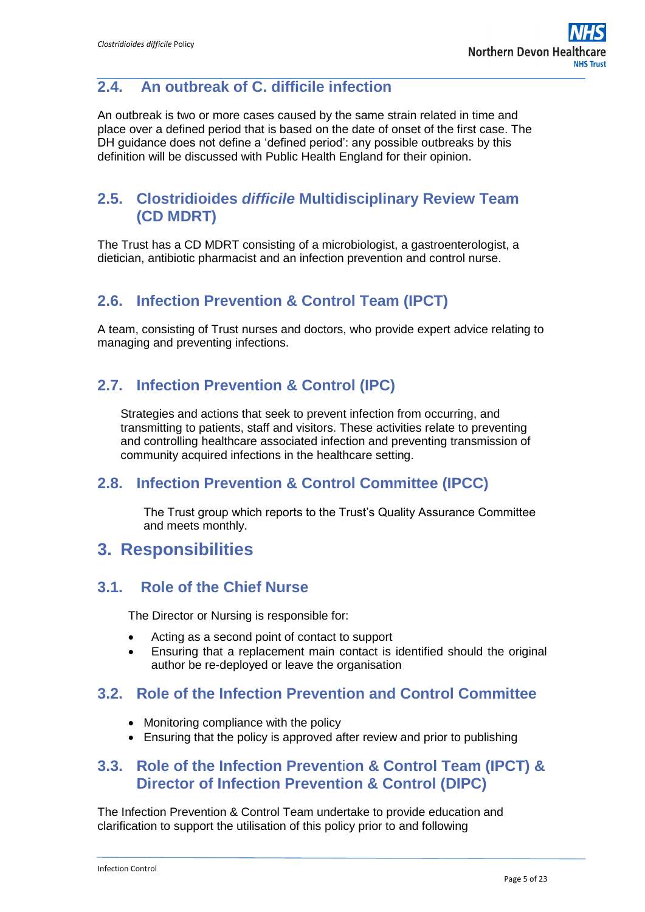## 2.4. An outbreak of C. difficile infection

An outbreak is two or more cases caused by the same strain related in time and place over a defined period that is based on the date of onset of the first case. The DH guidance does not define a 'defined period': any possible outbreaks by this definition will be discussed with Public Health England for their opinion.

## 2.5. Clostridioides *difficile* Multidisciplinary Review Team (CD MDRT)

The Trust has a CD MDRT consisting of a microbiologist, a gastroenterologist, a dietician, antibiotic pharmacist and an infection prevention and control nurse.

## 2.6. Infection Prevention & Control Team (IPCT)

A team, consisting of Trust nurses and doctors, who provide expert advice relating to managing and preventing infections.

## 2.7. Infection Prevention & Control (IPC)

Strategies and actions that seek to prevent infection from occurring, and transmitting to patients, staff and visitors. These activities relate to preventing and controlling healthcare associated infection and preventing transmission of community acquired infections in the healthcare setting.

## 2.8. Infection Prevention & Control Committee (IPCC)

The Trust group which reports to the Trust's Quality Assurance Committee and meets monthly.

# 3. Responsibilities

## 3.1. Role of the Chief Nurse

The Director or Nursing is responsible for:

- Acting as a second point of contact to support
- Ensuring that a replacement main contact is identified should the original author be re-deployed or leave the organisation

## 3.2. Role of the Infection Prevention and Control Committee

- Monitoring compliance with the policy
- Ensuring that the policy is approved after review and prior to publishing

## 3.3. Role of the Infection Prevention & Control Team (IPCT) & Director of Infection Prevention & Control (DIPC)

The Infection Prevention & Control Team undertake to provide education and clarification to support the utilisation of this policy prior to and following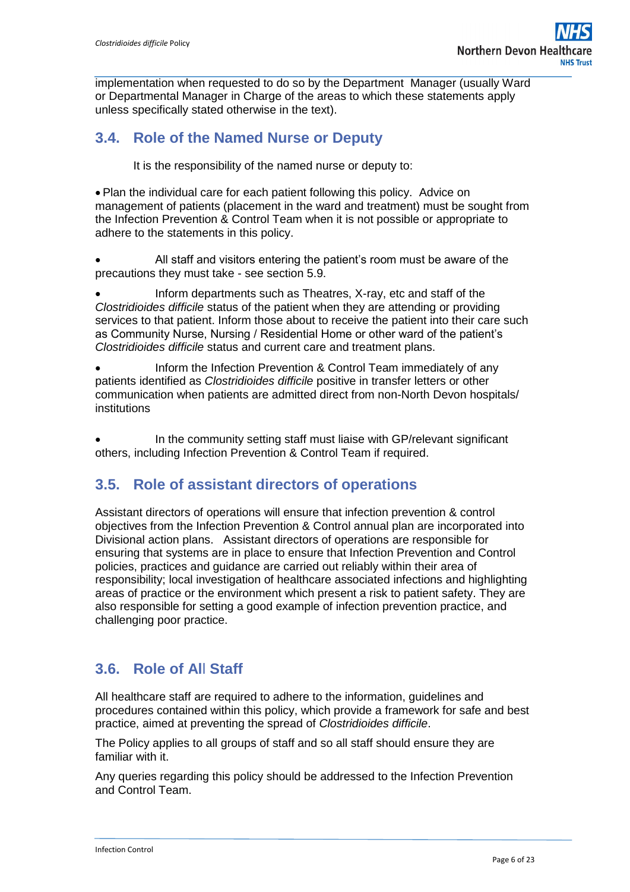implementation when requested to do so by the Department Manager (usually Ward or Departmental Manager in Charge of the areas to which these statements apply unless specifically stated otherwise in the text).

## 3.4. Role of the Named Nurse or Deputy

It is the responsibility of the named nurse or deputy to:

- Plan the individual care for each patient following this policy. Advice on management of patients (placement in the ward and treatment) must be sought from the Infection Prevention & Control Team when it is not possible or appropriate to adhere to the statements in this policy.
- All staff and visitors entering the patient's room must be aware of the precautions they must take - see section 5.9.
- Inform departments such as Theatres, X-ray, etc and staff of the *Clostridioides difficile* status of the patient when they are attending or providing services to that patient. Inform those about to receive the patient into their care such as Community Nurse, Nursing / Residential Home or other ward of the patient's *Clostridioides difficile* status and current care and treatment plans.
- Inform the Infection Prevention & Control Team immediately of any patients identified as *Clostridioides difficile* positive in transfer letters or other communication when patients are admitted direct from non-North Devon hospitals/ institutions
- In the community setting staff must liaise with GP/relevant significant others, including Infection Prevention & Control Team if required.

## 3.5. Role of assistant directors of operations

Assistant directors of operations will ensure that infection prevention & control objectives from the Infection Prevention & Control annual plan are incorporated into Divisional action plans. Assistant directors of operations are responsible for ensuring that systems are in place to ensure that Infection Prevention and Control policies, practices and guidance are carried out reliably within their area of responsibility; local investigation of healthcare associated infections and highlighting areas of practice or the environment which present a risk to patient safety. They are also responsible for setting a good example of infection prevention practice, and challenging poor practice.

## 3.6. Role of All Staff

All healthcare staff are required to adhere to the information, guidelines and procedures contained within this policy, which provide a framework for safe and best practice, aimed at preventing the spread of *Clostridioides difficile*.

The Policy applies to all groups of staff and so all staff should ensure they are familiar with it.

Any queries regarding this policy should be addressed to the Infection Prevention and Control Team.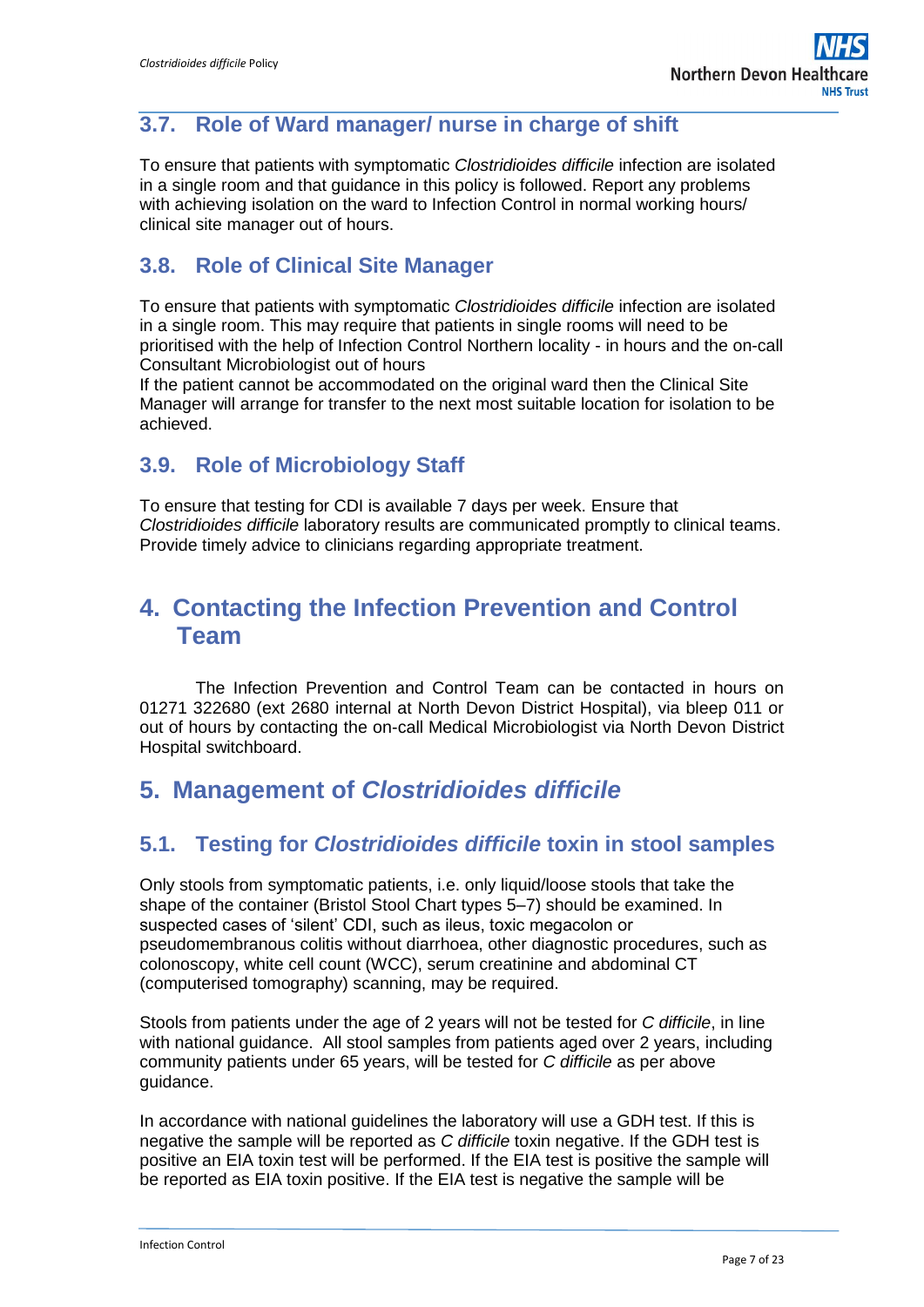## 3.7. Role of Ward manager/ nurse in charge of shift

To ensure that patients with symptomatic *Clostridioides difficile* infection are isolated in a single room and that guidance in this policy is followed. Report any problems with achieving isolation on the ward to Infection Control in normal working hours/ clinical site manager out of hours.

## 3.8. Role of Clinical Site Manager

To ensure that patients with symptomatic *Clostridioides difficile* infection are isolated in a single room. This may require that patients in single rooms will need to be prioritised with the help of Infection Control Northern locality - in hours and the on-call Consultant Microbiologist out of hours

If the patient cannot be accommodated on the original ward then the Clinical Site Manager will arrange for transfer to the next most suitable location for isolation to be achieved.

## 3.9. Role of Microbiology Staff

To ensure that testing for CDI is available 7 days per week. Ensure that *Clostridioides difficile* laboratory results are communicated promptly to clinical teams. Provide timely advice to clinicians regarding appropriate treatment.

# 4. Contacting the Infection Prevention and Control Team

The Infection Prevention and Control Team can be contacted in hours on 01271 322680 (ext 2680 internal at North Devon District Hospital), via bleep 011 or out of hours by contacting the on-call Medical Microbiologist via North Devon District Hospital switchboard.

# 5. Management of *Clostridioides difficile*

## 5.1. Testing for *Clostridioides difficile* toxin in stool samples

Only stools from symptomatic patients, i.e. only liquid/loose stools that take the shape of the container (Bristol Stool Chart types 5–7) should be examined. In suspected cases of 'silent' CDI, such as ileus, toxic megacolon or pseudomembranous colitis without diarrhoea, other diagnostic procedures, such as colonoscopy, white cell count (WCC), serum creatinine and abdominal CT (computerised tomography) scanning, may be required.

Stools from patients under the age of 2 years will not be tested for *C difficile*, in line with national guidance. All stool samples from patients aged over 2 years, including community patients under 65 years, will be tested for *C difficile* as per above guidance.

In accordance with national guidelines the laboratory will use a GDH test. If this is negative the sample will be reported as *C difficile* toxin negative. If the GDH test is positive an EIA toxin test will be performed. If the EIA test is positive the sample will be reported as EIA toxin positive. If the EIA test is negative the sample will be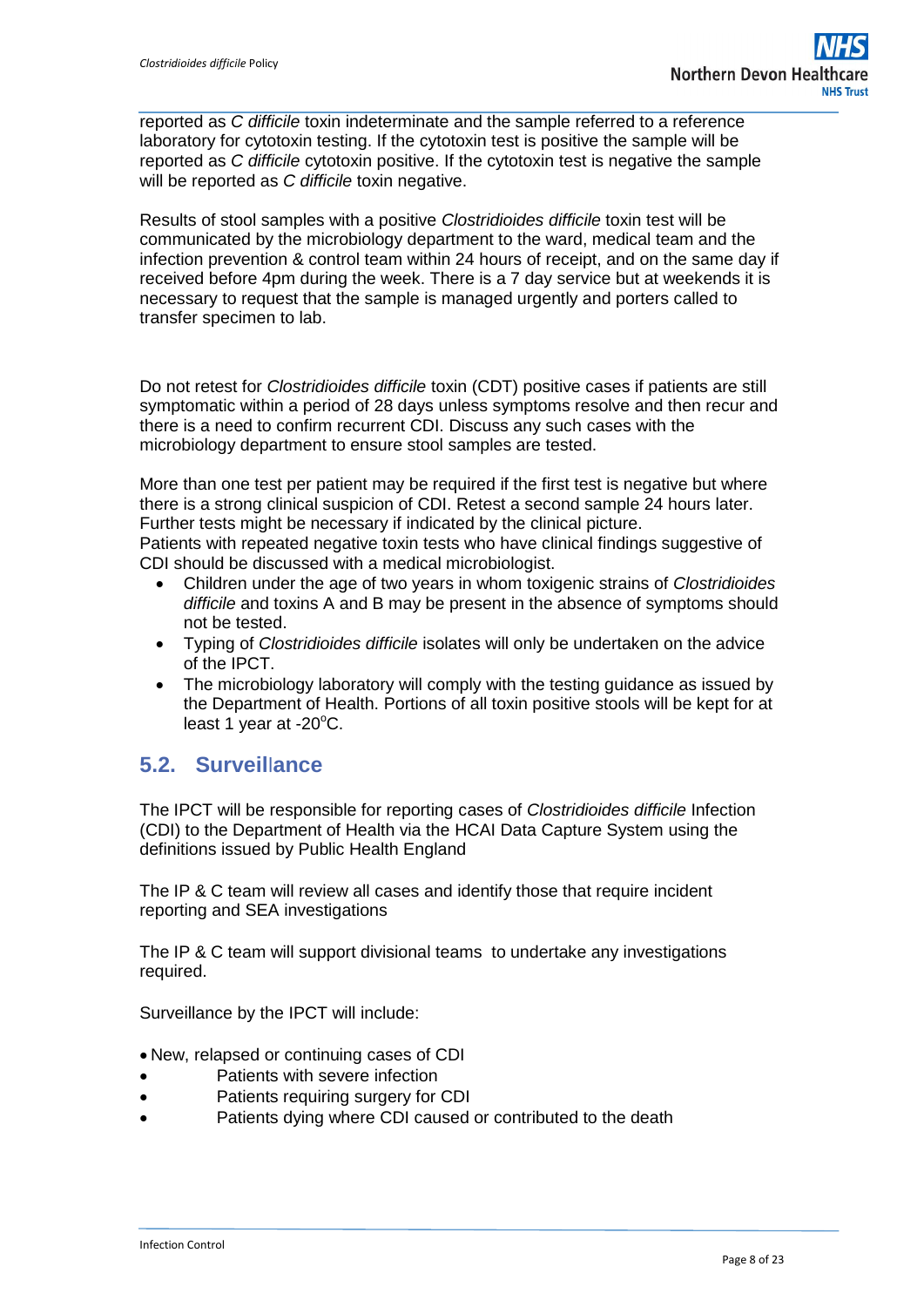reported as *C difficile* toxin indeterminate and the sample referred to a reference laboratory for cytotoxin testing. If the cytotoxin test is positive the sample will be reported as *C difficile* cytotoxin positive. If the cytotoxin test is negative the sample will be reported as *C difficile* toxin negative.

Results of stool samples with a positive *Clostridioides difficile* toxin test will be communicated by the microbiology department to the ward, medical team and the infection prevention & control team within 24 hours of receipt, and on the same day if received before 4pm during the week. There is a 7 day service but at weekends it is necessary to request that the sample is managed urgently and porters called to transfer specimen to lab.

Do not retest for *Clostridioides difficile* toxin (CDT) positive cases if patients are still symptomatic within a period of 28 days unless symptoms resolve and then recur and there is a need to confirm recurrent CDI. Discuss any such cases with the microbiology department to ensure stool samples are tested.

More than one test per patient may be required if the first test is negative but where there is a strong clinical suspicion of CDI. Retest a second sample 24 hours later. Further tests might be necessary if indicated by the clinical picture.
Patients with repeated negative toxin tests who have clinical findings suggestive of CDI should be discussed with a medical microbiologist.

- Children under the age of two years in whom toxigenic strains of *Clostridioides difficile* and toxins A and B may be present in the absence of symptoms should not be tested.
- Typing of *Clostridioides difficile* isolates will only be undertaken on the advice of the IPCT.
- The microbiology laboratory will comply with the testing guidance as issued by the Department of Health. Portions of all toxin positive stools will be kept for at least 1 year at -20°C.

## 5.2. Surveillance

The IPCT will be responsible for reporting cases of *Clostridioides difficile* Infection (CDI) to the Department of Health via the HCAI Data Capture System using the definitions issued by Public Health England

The IP & C team will review all cases and identify those that require incident reporting and SEA investigations

The IP & C team will support divisional teams to undertake any investigations required.

Surveillance by the IPCT will include:

- New, relapsed or continuing cases of CDI
- Patients with severe infection
- Patients requiring surgery for CDI
- Patients dying where CDI caused or contributed to the death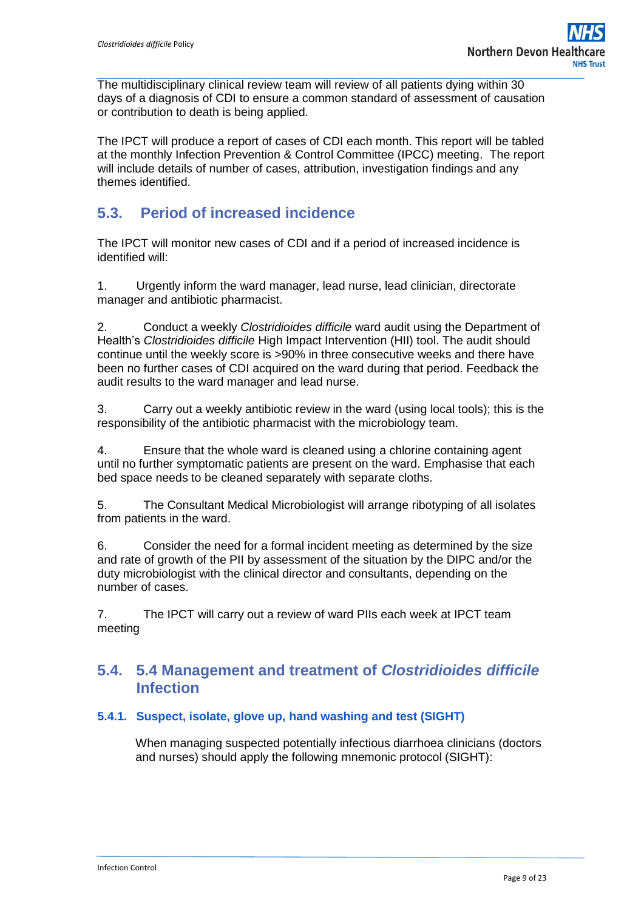The multidisciplinary clinical review team will review of all patients dying within 30 days of a diagnosis of CDI to ensure a common standard of assessment of causation or contribution to death is being applied.

The IPCT will produce a report of cases of CDI each month. This report will be tabled at the monthly Infection Prevention & Control Committee (IPCC) meeting. The report will include details of number of cases, attribution, investigation findings and any themes identified.

## 5.3. Period of increased incidence

The IPCT will monitor new cases of CDI and if a period of increased incidence is identified will:

1. Urgently inform the ward manager, lead nurse, lead clinician, directorate manager and antibiotic pharmacist.

2. Conduct a weekly *Clostridioides difficile* ward audit using the Department of Health's *Clostridioides difficile* High Impact Intervention (HII) tool. The audit should continue until the weekly score is >90% in three consecutive weeks and there have been no further cases of CDI acquired on the ward during that period. Feedback the audit results to the ward manager and lead nurse.

3. Carry out a weekly antibiotic review in the ward (using local tools); this is the responsibility of the antibiotic pharmacist with the microbiology team.

4. Ensure that the whole ward is cleaned using a chlorine containing agent until no further symptomatic patients are present on the ward. Emphasise that each bed space needs to be cleaned separately with separate cloths.

5. The Consultant Medical Microbiologist will arrange ribotyping of all isolates from patients in the ward.

6. Consider the need for a formal incident meeting as determined by the size and rate of growth of the PII by assessment of the situation by the DIPC and/or the duty microbiologist with the clinical director and consultants, depending on the number of cases.

7. The IPCT will carry out a review of ward PIIs each week at IPCT team meeting

## 5.4. 5.4 Management and treatment of *Clostridioides difficile* Infection

### 5.4.1. Suspect, isolate, glove up, hand washing and test (SIGHT)

When managing suspected potentially infectious diarrhoea clinicians (doctors and nurses) should apply the following mnemonic protocol (SIGHT):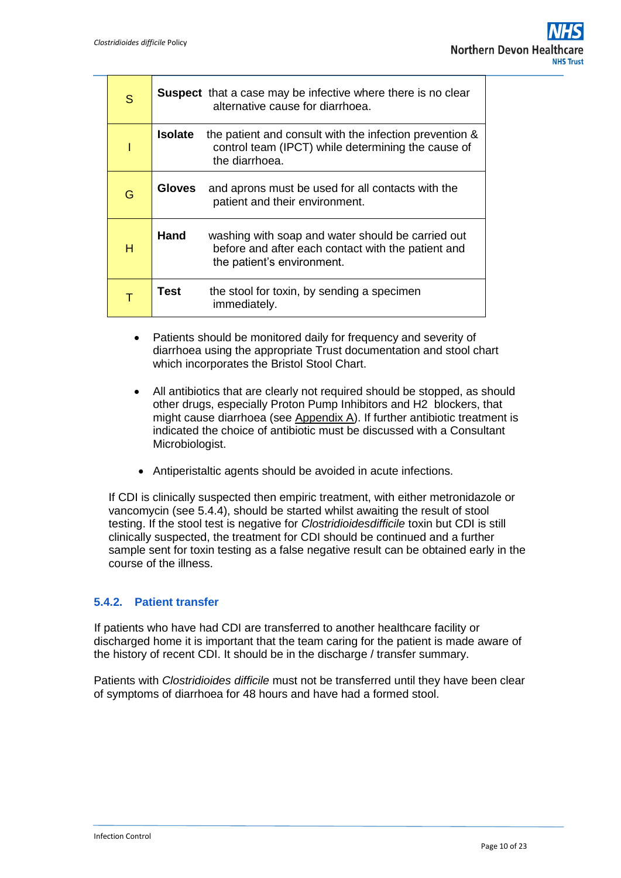| | |
|---|---|
| S | **Suspect** that a case may be infective where there is no clear alternative cause for diarrhoea. |
| I | **Isolate** the patient and consult with the infection prevention & control team (IPCT) while determining the cause of the diarrhoea. |
| G | **Gloves** and aprons must be used for all contacts with the patient and their environment. |
| H | **Hand** washing with soap and water should be carried out before and after each contact with the patient and the patient's environment. |
| T | **Test** the stool for toxin, by sending a specimen immediately. |

- Patients should be monitored daily for frequency and severity of diarrhoea using the appropriate Trust documentation and stool chart which incorporates the Bristol Stool Chart.
- All antibiotics that are clearly not required should be stopped, as should other drugs, especially Proton Pump Inhibitors and H2 blockers, that might cause diarrhoea (see Appendix A). If further antibiotic treatment is indicated the choice of antibiotic must be discussed with a Consultant Microbiologist.
- Antiperistaltic agents should be avoided in acute infections.

If CDI is clinically suspected then empiric treatment, with either metronidazole or vancomycin (see 5.4.4), should be started whilst awaiting the result of stool testing. If the stool test is negative for *Clostridioidesdifficile* toxin but CDI is still clinically suspected, the treatment for CDI should be continued and a further sample sent for toxin testing as a false negative result can be obtained early in the course of the illness.

### 5.4.2. Patient transfer

If patients who have had CDI are transferred to another healthcare facility or discharged home it is important that the team caring for the patient is made aware of the history of recent CDI. It should be in the discharge / transfer summary.

Patients with *Clostridioides difficile* must not be transferred until they have been clear of symptoms of diarrhoea for 48 hours and have had a formed stool.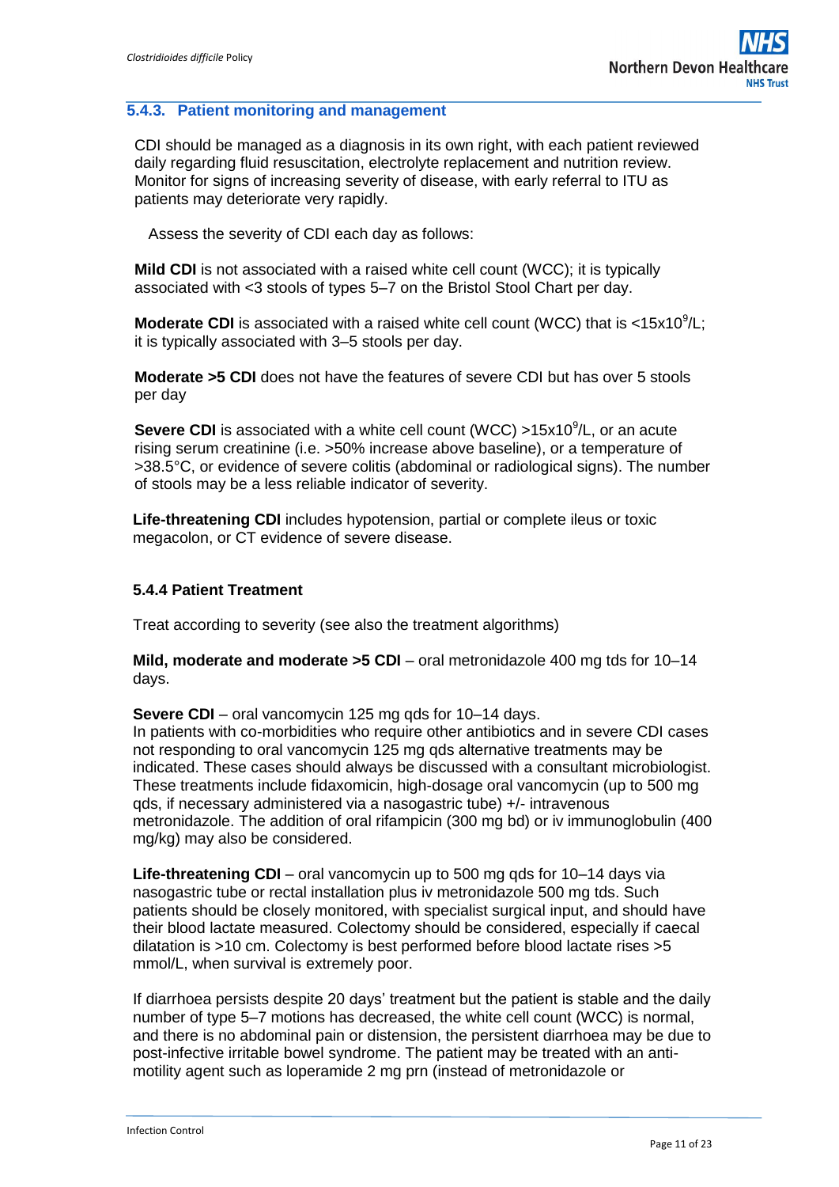### 5.4.3. Patient monitoring and management

CDI should be managed as a diagnosis in its own right, with each patient reviewed daily regarding fluid resuscitation, electrolyte replacement and nutrition review. Monitor for signs of increasing severity of disease, with early referral to ITU as patients may deteriorate very rapidly.

Assess the severity of CDI each day as follows:

**Mild CDI** is not associated with a raised white cell count (WCC); it is typically associated with <3 stools of types 5–7 on the Bristol Stool Chart per day.

**Moderate CDI** is associated with a raised white cell count (WCC) that is $<15x10^9$/L; it is typically associated with 3–5 stools per day.

**Moderate >5 CDI** does not have the features of severe CDI but has over 5 stools per day

**Severe CDI** is associated with a white cell count (WCC) $>15x10^9$/L, or an acute rising serum creatinine (i.e. >50% increase above baseline), or a temperature of >38.5°C, or evidence of severe colitis (abdominal or radiological signs). The number of stools may be a less reliable indicator of severity.

**Life-threatening CDI** includes hypotension, partial or complete ileus or toxic megacolon, or CT evidence of severe disease.

### 5.4.4 Patient Treatment

Treat according to severity (see also the treatment algorithms)

**Mild, moderate and moderate >5 CDI** – oral metronidazole 400 mg tds for 10–14 days.

**Severe CDI** – oral vancomycin 125 mg qds for 10–14 days.
In patients with co-morbidities who require other antibiotics and in severe CDI cases not responding to oral vancomycin 125 mg qds alternative treatments may be indicated. These cases should always be discussed with a consultant microbiologist. These treatments include fidaxomicin, high-dosage oral vancomycin (up to 500 mg qds, if necessary administered via a nasogastric tube) +/- intravenous metronidazole. The addition of oral rifampicin (300 mg bd) or iv immunoglobulin (400 mg/kg) may also be considered.

**Life-threatening CDI** – oral vancomycin up to 500 mg qds for 10–14 days via nasogastric tube or rectal installation plus iv metronidazole 500 mg tds. Such patients should be closely monitored, with specialist surgical input, and should have their blood lactate measured. Colectomy should be considered, especially if caecal dilatation is >10 cm. Colectomy is best performed before blood lactate rises >5 mmol/L, when survival is extremely poor.

If diarrhoea persists despite 20 days' treatment but the patient is stable and the daily number of type 5–7 motions has decreased, the white cell count (WCC) is normal, and there is no abdominal pain or distension, the persistent diarrhoea may be due to post-infective irritable bowel syndrome. The patient may be treated with an anti-motility agent such as loperamide 2 mg prn (instead of metronidazole or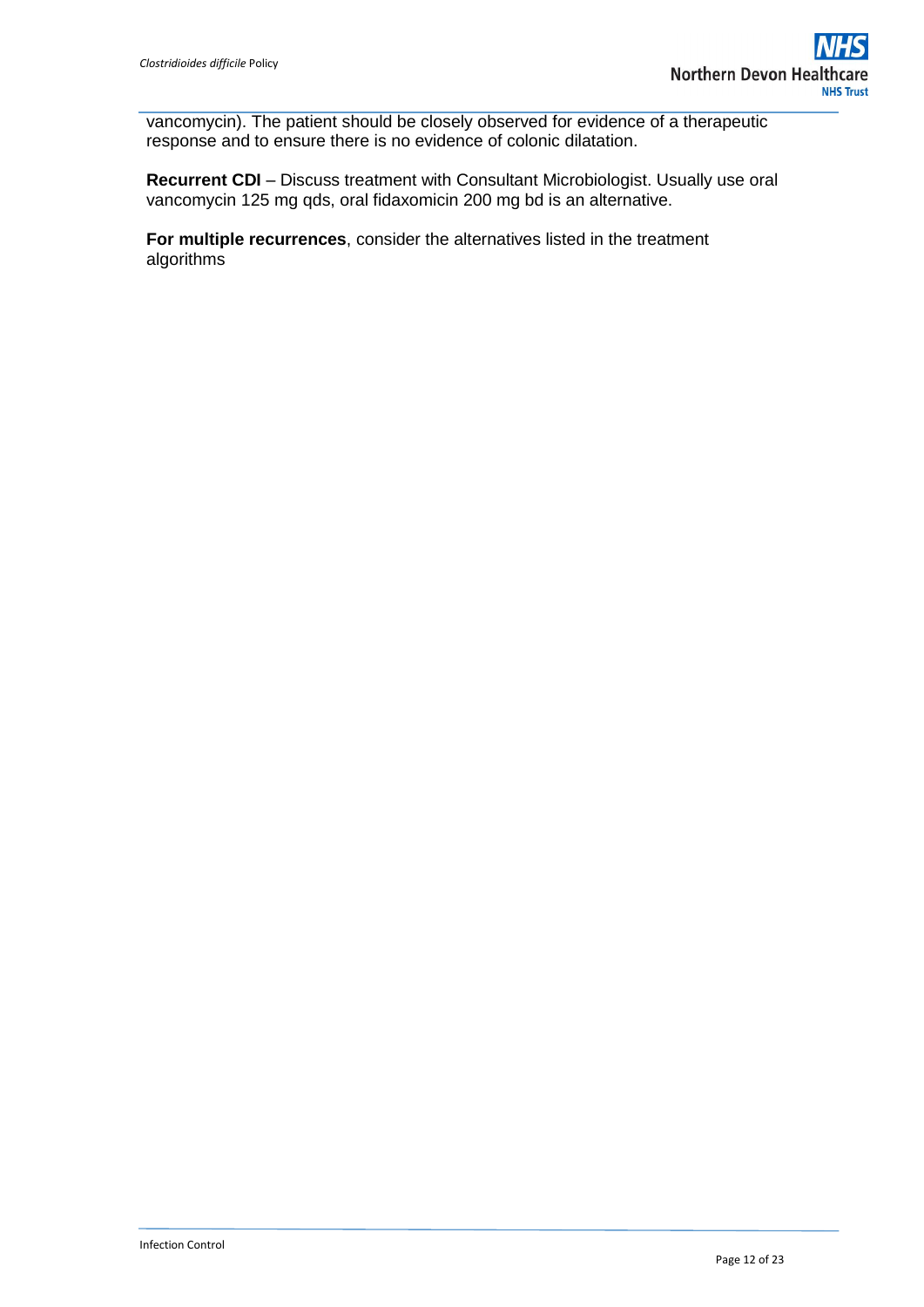vancomycin). The patient should be closely observed for evidence of a therapeutic response and to ensure there is no evidence of colonic dilatation.

**Recurrent CDI** – Discuss treatment with Consultant Microbiologist. Usually use oral vancomycin 125 mg qds, oral fidaxomicin 200 mg bd is an alternative.

**For multiple recurrences**, consider the alternatives listed in the treatment algorithms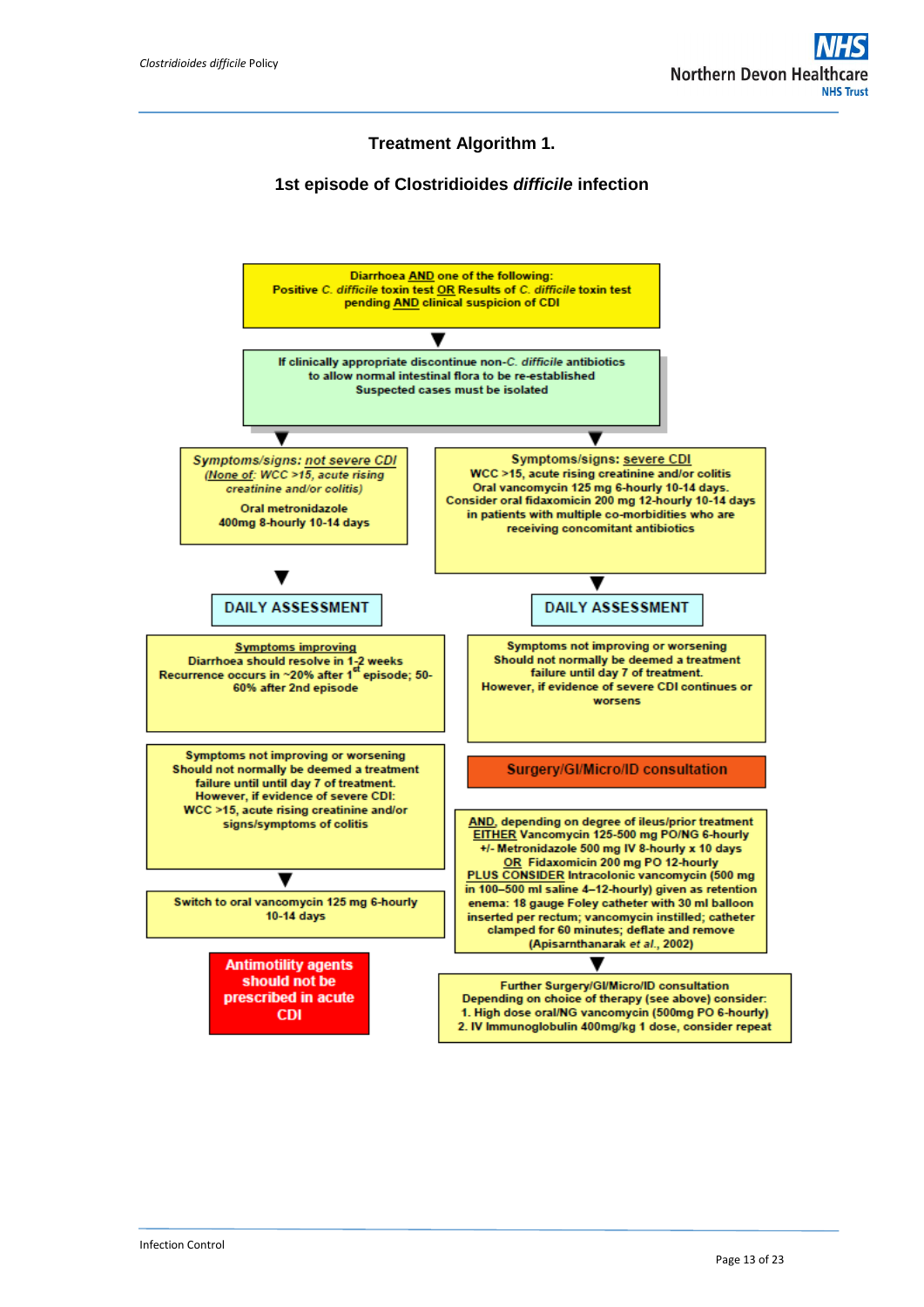## Treatment Algorithm 1.

### 1st episode of Clostridioides *difficile* infection

**Diarrhoea AND one of the following:**
**Positive *C. difficile* toxin test OR Results of *C. difficile* toxin test pending AND clinical suspicion of CDI**

▼

**If clinically appropriate discontinue non-*C. difficile* antibiotics to allow normal intestinal flora to be re-established**
**Suspected cases must be isolated**

▼

---

**Symptoms/signs: *not severe CDI***
***(None of: WCC >15, acute rising creatinine and/or colitis)***

**Oral metronidazole 400mg 8-hourly 10-14 days**

▼

**DAILY ASSESSMENT**

**Symptoms improving**
**Diarrhoea should resolve in 1-2 weeks**
**Recurrence occurs in ~20% after 1st episode; 50-60% after 2nd episode**

**Symptoms not improving or worsening**
**Should not normally be deemed a treatment failure until until day 7 of treatment.**
**However, if evidence of severe CDI: WCC >15, acute rising creatinine and/or signs/symptoms of colitis**

▼

**Switch to oral vancomycin 125 mg 6-hourly 10-14 days**

**Antimotility agents should not be prescribed in acute CDI**

---

**Symptoms/signs: severe CDI**
**WCC >15, acute rising creatinine and/or colitis**
**Oral vancomycin 125 mg 6-hourly 10-14 days.**
**Consider oral fidaxomicin 200 mg 12-hourly 10-14 days in patients with multiple co-morbidities who are receiving concomitant antibiotics**

▼

**DAILY ASSESSMENT**

**Symptoms not improving or worsening**
**Should not normally be deemed a treatment failure until day 7 of treatment.**
**However, if evidence of severe CDI continues or worsens**

**Surgery/GI/Micro/ID consultation**

**AND, depending on degree of ileus/prior treatment**
**EITHER Vancomycin 125-500 mg PO/NG 6-hourly +/- Metronidazole 500 mg IV 8-hourly x 10 days**
**OR Fidaxomicin 200 mg PO 12-hourly**
**PLUS CONSIDER Intracolonic vancomycin (500 mg in 100–500 ml saline 4–12-hourly) given as retention enema: 18 gauge Foley catheter with 30 ml balloon inserted per rectum; vancomycin instilled; catheter clamped for 60 minutes; deflate and remove (Apisarnthanarak *et al.*, 2002)**

▼

**Further Surgery/GI/Micro/ID consultation**
**Depending on choice of therapy (see above) consider:**
**1. High dose oral/NG vancomycin (500mg PO 6-hourly)**
**2. IV Immunoglobulin 400mg/kg 1 dose, consider repeat**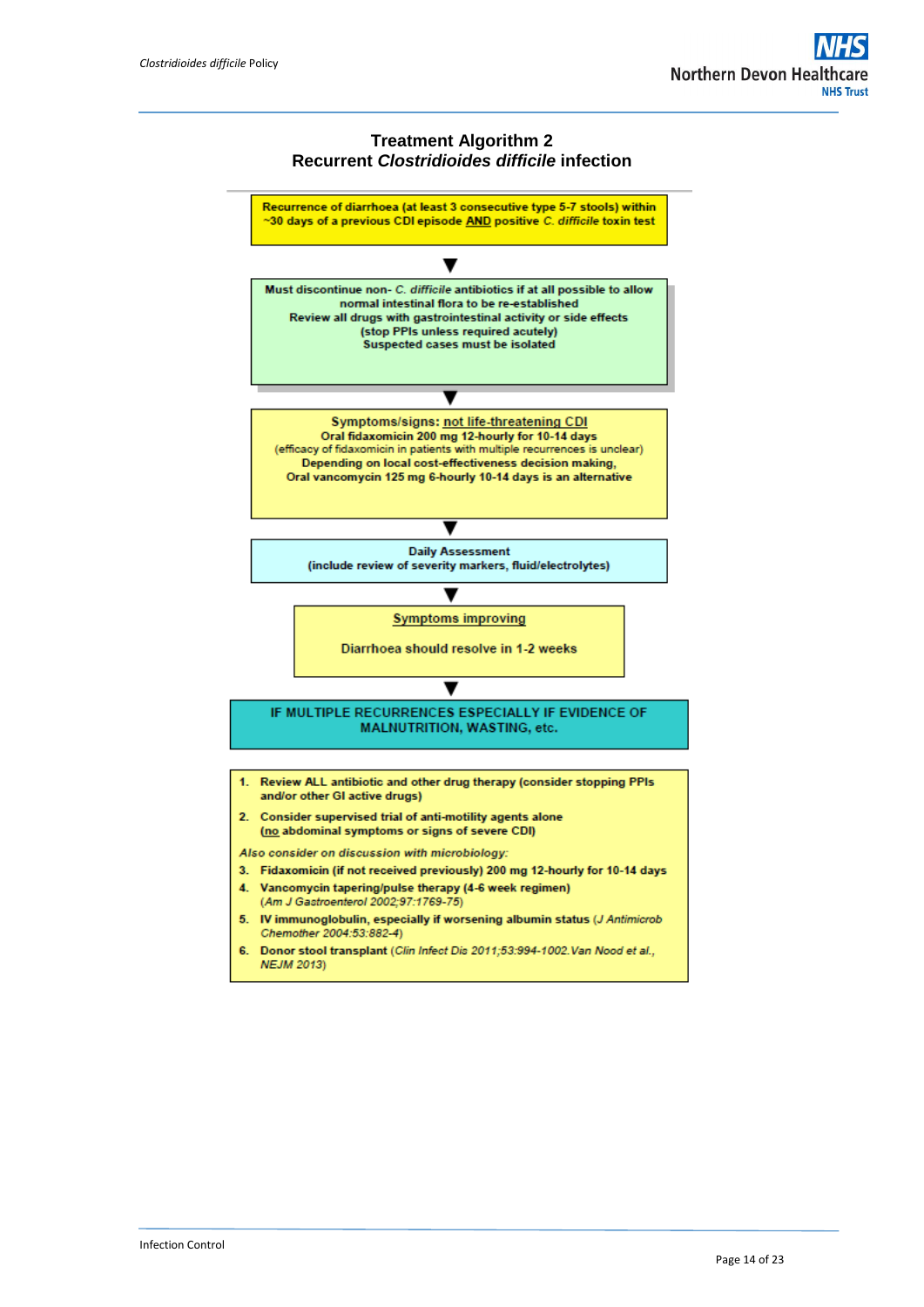## Treatment Algorithm 2
## Recurrent *Clostridioides difficile* infection

**Recurrence of diarrhoea (at least 3 consecutive type 5-7 stools) within ~30 days of a previous CDI episode AND positive *C. difficile* toxin test**

▼

**Must discontinue non- *C. difficile* antibiotics if at all possible to allow normal intestinal flora to be re-established**
**Review all drugs with gastrointestinal activity or side effects**
**(stop PPIs unless required acutely)**
**Suspected cases must be isolated**

▼

**Symptoms/signs: not life-threatening CDI**
**Oral fidaxomicin 200 mg 12-hourly for 10-14 days**
(efficacy of fidaxomicin in patients with multiple recurrences is unclear)
**Depending on local cost-effectiveness decision making,**
**Oral vancomycin 125 mg 6-hourly 10-14 days is an alternative**

▼

**Daily Assessment**
**(include review of severity markers, fluid/electrolytes)**

▼

**Symptoms improving**

**Diarrhoea should resolve in 1-2 weeks**

▼

**IF MULTIPLE RECURRENCES ESPECIALLY IF EVIDENCE OF MALNUTRITION, WASTING, etc.**

1. **Review ALL antibiotic and other drug therapy (consider stopping PPIs and/or other GI active drugs)**
2. **Consider supervised trial of anti-motility agents alone (no abdominal symptoms or signs of severe CDI)**

*Also consider on discussion with microbiology:*

3. **Fidaxomicin (if not received previously) 200 mg 12-hourly for 10-14 days**
4. **Vancomycin tapering/pulse therapy (4-6 week regimen)** (*Am J Gastroenterol 2002;97:1769-75*)
5. **IV immunoglobulin, especially if worsening albumin status** (*J Antimicrob Chemother 2004:53:882-4*)
6. **Donor stool transplant** (*Clin Infect Dis 2011;53:994-1002.Van Nood et al., NEJM 2013*)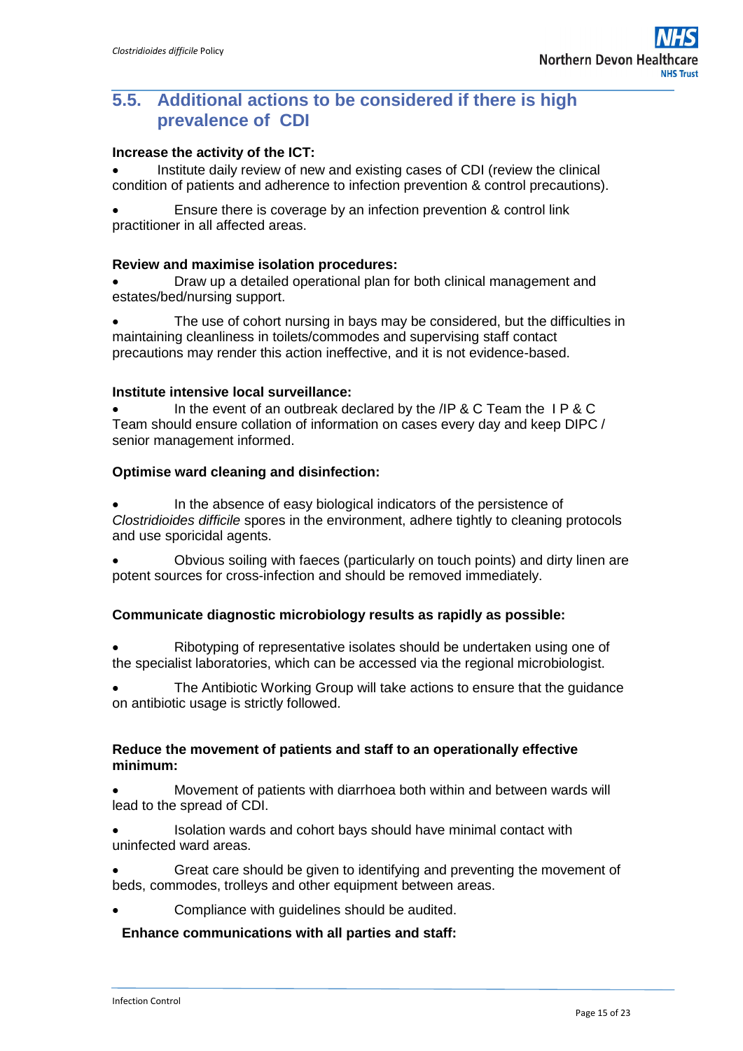## 5.5. Additional actions to be considered if there is high prevalence of CDI

**Increase the activity of the ICT:**

- Institute daily review of new and existing cases of CDI (review the clinical condition of patients and adherence to infection prevention & control precautions).
- Ensure there is coverage by an infection prevention & control link practitioner in all affected areas.

**Review and maximise isolation procedures:**

- Draw up a detailed operational plan for both clinical management and estates/bed/nursing support.
- The use of cohort nursing in bays may be considered, but the difficulties in maintaining cleanliness in toilets/commodes and supervising staff contact precautions may render this action ineffective, and it is not evidence-based.

**Institute intensive local surveillance:**

- In the event of an outbreak declared by the /IP & C Team the I P & C Team should ensure collation of information on cases every day and keep DIPC / senior management informed.

**Optimise ward cleaning and disinfection:**

- In the absence of easy biological indicators of the persistence of *Clostridioides difficile* spores in the environment, adhere tightly to cleaning protocols and use sporicidal agents.
- Obvious soiling with faeces (particularly on touch points) and dirty linen are potent sources for cross-infection and should be removed immediately.

**Communicate diagnostic microbiology results as rapidly as possible:**

- Ribotyping of representative isolates should be undertaken using one of the specialist laboratories, which can be accessed via the regional microbiologist.
- The Antibiotic Working Group will take actions to ensure that the guidance on antibiotic usage is strictly followed.

**Reduce the movement of patients and staff to an operationally effective minimum:**

- Movement of patients with diarrhoea both within and between wards will lead to the spread of CDI.
- Isolation wards and cohort bays should have minimal contact with uninfected ward areas.
- Great care should be given to identifying and preventing the movement of beds, commodes, trolleys and other equipment between areas.
- Compliance with guidelines should be audited.

**Enhance communications with all parties and staff:**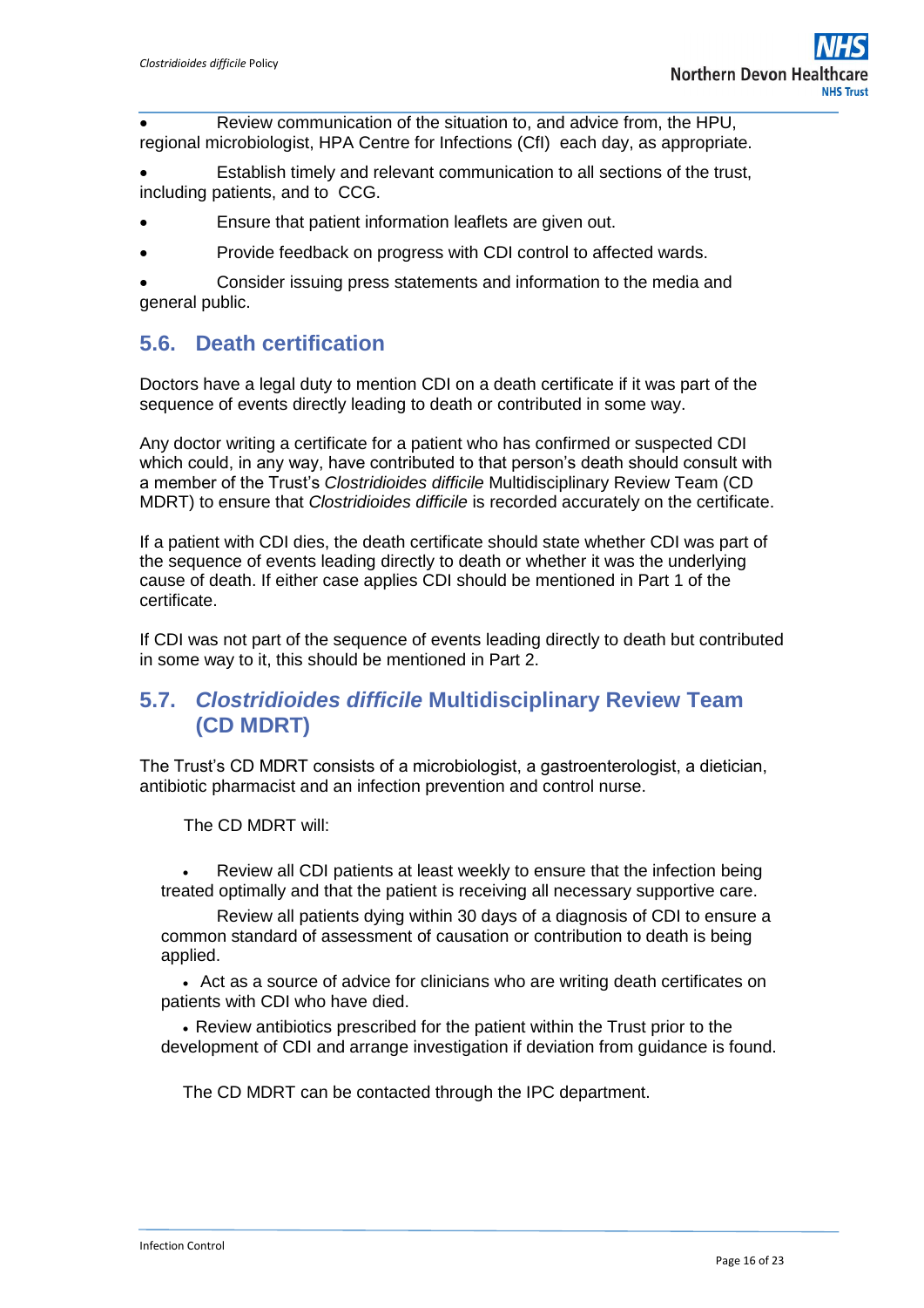- Review communication of the situation to, and advice from, the HPU, regional microbiologist, HPA Centre for Infections (CfI) each day, as appropriate.
- Establish timely and relevant communication to all sections of the trust, including patients, and to CCG.
- Ensure that patient information leaflets are given out.
- Provide feedback on progress with CDI control to affected wards.
- Consider issuing press statements and information to the media and general public.

## 5.6. Death certification

Doctors have a legal duty to mention CDI on a death certificate if it was part of the sequence of events directly leading to death or contributed in some way.

Any doctor writing a certificate for a patient who has confirmed or suspected CDI which could, in any way, have contributed to that person's death should consult with a member of the Trust's *Clostridioides difficile* Multidisciplinary Review Team (CD MDRT) to ensure that *Clostridioides difficile* is recorded accurately on the certificate.

If a patient with CDI dies, the death certificate should state whether CDI was part of the sequence of events leading directly to death or whether it was the underlying cause of death. If either case applies CDI should be mentioned in Part 1 of the certificate.

If CDI was not part of the sequence of events leading directly to death but contributed in some way to it, this should be mentioned in Part 2.

## 5.7. *Clostridioides difficile* Multidisciplinary Review Team (CD MDRT)

The Trust's CD MDRT consists of a microbiologist, a gastroenterologist, a dietician, antibiotic pharmacist and an infection prevention and control nurse.

The CD MDRT will:

- Review all CDI patients at least weekly to ensure that the infection being treated optimally and that the patient is receiving all necessary supportive care.
- Review all patients dying within 30 days of a diagnosis of CDI to ensure a common standard of assessment of causation or contribution to death is being applied.
- Act as a source of advice for clinicians who are writing death certificates on patients with CDI who have died.
- Review antibiotics prescribed for the patient within the Trust prior to the development of CDI and arrange investigation if deviation from guidance is found.

The CD MDRT can be contacted through the IPC department.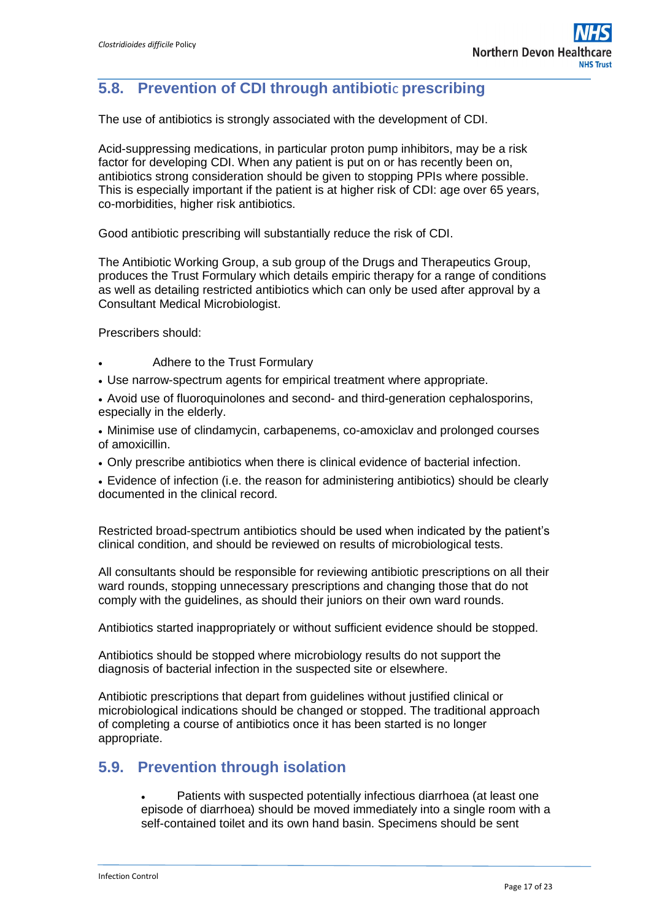## 5.8. Prevention of CDI through antibiotic prescribing

The use of antibiotics is strongly associated with the development of CDI.

Acid-suppressing medications, in particular proton pump inhibitors, may be a risk factor for developing CDI. When any patient is put on or has recently been on, antibiotics strong consideration should be given to stopping PPIs where possible. This is especially important if the patient is at higher risk of CDI: age over 65 years, co-morbidities, higher risk antibiotics.

Good antibiotic prescribing will substantially reduce the risk of CDI.

The Antibiotic Working Group, a sub group of the Drugs and Therapeutics Group, produces the Trust Formulary which details empiric therapy for a range of conditions as well as detailing restricted antibiotics which can only be used after approval by a Consultant Medical Microbiologist.

Prescribers should:

- Adhere to the Trust Formulary
- Use narrow-spectrum agents for empirical treatment where appropriate.
- Avoid use of fluoroquinolones and second- and third-generation cephalosporins, especially in the elderly.
- Minimise use of clindamycin, carbapenems, co-amoxiclav and prolonged courses of amoxicillin.
- Only prescribe antibiotics when there is clinical evidence of bacterial infection.
- Evidence of infection (i.e. the reason for administering antibiotics) should be clearly documented in the clinical record.

Restricted broad-spectrum antibiotics should be used when indicated by the patient's clinical condition, and should be reviewed on results of microbiological tests.

All consultants should be responsible for reviewing antibiotic prescriptions on all their ward rounds, stopping unnecessary prescriptions and changing those that do not comply with the guidelines, as should their juniors on their own ward rounds.

Antibiotics started inappropriately or without sufficient evidence should be stopped.

Antibiotics should be stopped where microbiology results do not support the diagnosis of bacterial infection in the suspected site or elsewhere.

Antibiotic prescriptions that depart from guidelines without justified clinical or microbiological indications should be changed or stopped. The traditional approach of completing a course of antibiotics once it has been started is no longer appropriate.

## 5.9. Prevention through isolation

- Patients with suspected potentially infectious diarrhoea (at least one episode of diarrhoea) should be moved immediately into a single room with a self-contained toilet and its own hand basin. Specimens should be sent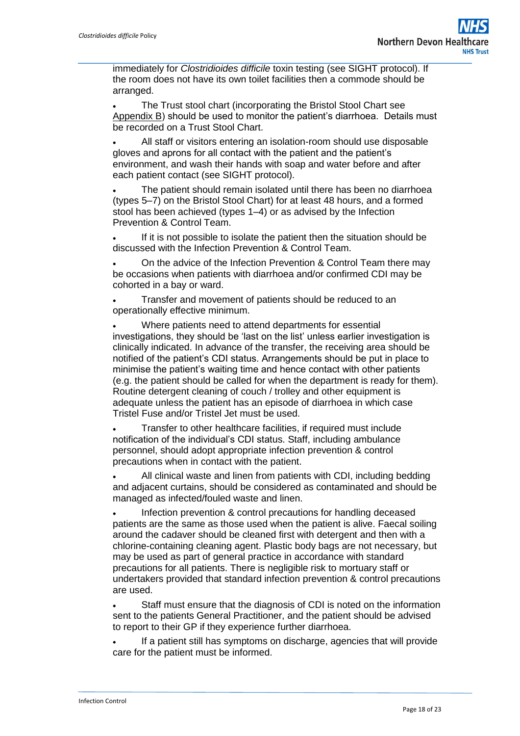immediately for *Clostridioides difficile* toxin testing (see SIGHT protocol). If the room does not have its own toilet facilities then a commode should be arranged.

- The Trust stool chart (incorporating the Bristol Stool Chart see Appendix B) should be used to monitor the patient's diarrhoea. Details must be recorded on a Trust Stool Chart.
- All staff or visitors entering an isolation-room should use disposable gloves and aprons for all contact with the patient and the patient's environment, and wash their hands with soap and water before and after each patient contact (see SIGHT protocol).
- The patient should remain isolated until there has been no diarrhoea (types 5–7) on the Bristol Stool Chart) for at least 48 hours, and a formed stool has been achieved (types 1–4) or as advised by the Infection Prevention & Control Team.
- If it is not possible to isolate the patient then the situation should be discussed with the Infection Prevention & Control Team.
- On the advice of the Infection Prevention & Control Team there may be occasions when patients with diarrhoea and/or confirmed CDI may be cohorted in a bay or ward.
- Transfer and movement of patients should be reduced to an operationally effective minimum.
- Where patients need to attend departments for essential investigations, they should be 'last on the list' unless earlier investigation is clinically indicated. In advance of the transfer, the receiving area should be notified of the patient's CDI status. Arrangements should be put in place to minimise the patient's waiting time and hence contact with other patients (e.g. the patient should be called for when the department is ready for them). Routine detergent cleaning of couch / trolley and other equipment is adequate unless the patient has an episode of diarrhoea in which case Tristel Fuse and/or Tristel Jet must be used.
- Transfer to other healthcare facilities, if required must include notification of the individual's CDI status. Staff, including ambulance personnel, should adopt appropriate infection prevention & control precautions when in contact with the patient.
- All clinical waste and linen from patients with CDI, including bedding and adjacent curtains, should be considered as contaminated and should be managed as infected/fouled waste and linen.
- Infection prevention & control precautions for handling deceased patients are the same as those used when the patient is alive. Faecal soiling around the cadaver should be cleaned first with detergent and then with a chlorine-containing cleaning agent. Plastic body bags are not necessary, but may be used as part of general practice in accordance with standard precautions for all patients. There is negligible risk to mortuary staff or undertakers provided that standard infection prevention & control precautions are used.
- Staff must ensure that the diagnosis of CDI is noted on the information sent to the patients General Practitioner, and the patient should be advised to report to their GP if they experience further diarrhoea.
- If a patient still has symptoms on discharge, agencies that will provide care for the patient must be informed.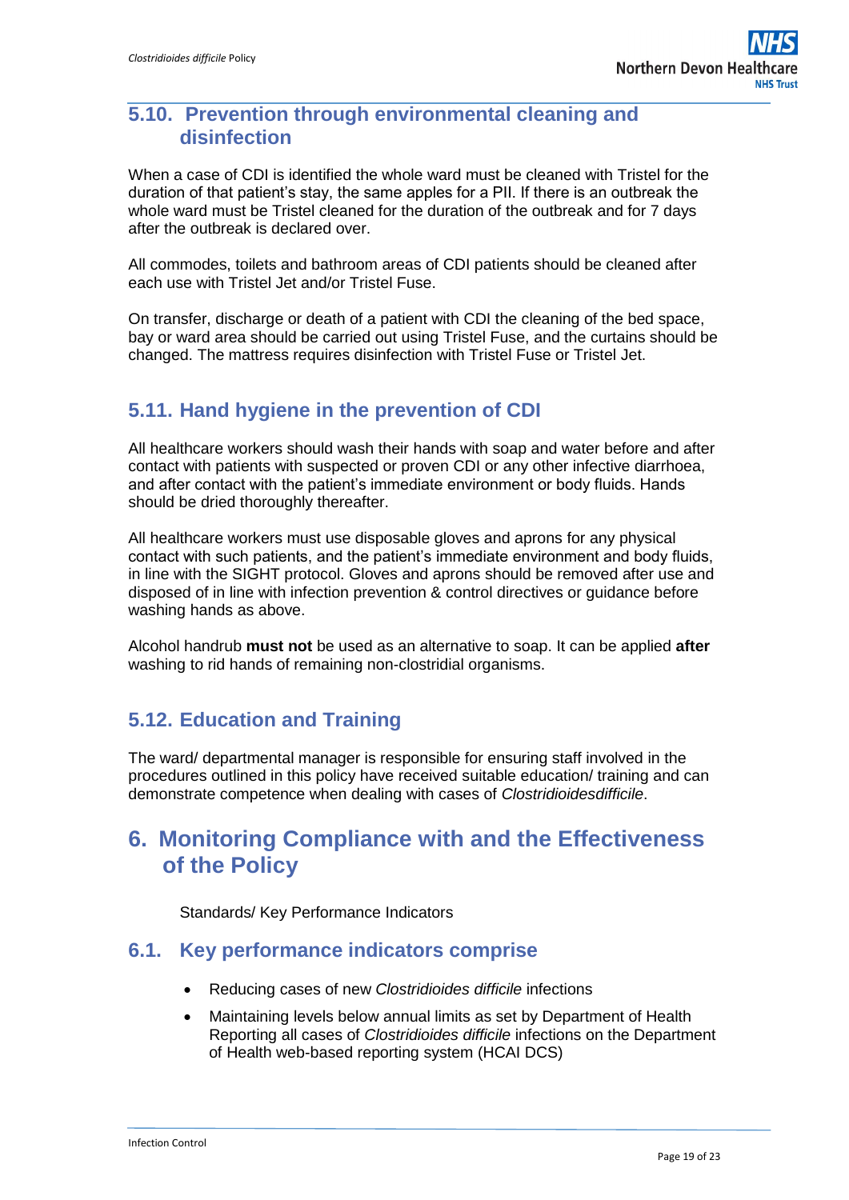## 5.10. Prevention through environmental cleaning and disinfection

When a case of CDI is identified the whole ward must be cleaned with Tristel for the duration of that patient's stay, the same apples for a PII. If there is an outbreak the whole ward must be Tristel cleaned for the duration of the outbreak and for 7 days after the outbreak is declared over.

All commodes, toilets and bathroom areas of CDI patients should be cleaned after each use with Tristel Jet and/or Tristel Fuse.

On transfer, discharge or death of a patient with CDI the cleaning of the bed space, bay or ward area should be carried out using Tristel Fuse, and the curtains should be changed. The mattress requires disinfection with Tristel Fuse or Tristel Jet.

## 5.11. Hand hygiene in the prevention of CDI

All healthcare workers should wash their hands with soap and water before and after contact with patients with suspected or proven CDI or any other infective diarrhoea, and after contact with the patient's immediate environment or body fluids. Hands should be dried thoroughly thereafter.

All healthcare workers must use disposable gloves and aprons for any physical contact with such patients, and the patient's immediate environment and body fluids, in line with the SIGHT protocol. Gloves and aprons should be removed after use and disposed of in line with infection prevention & control directives or guidance before washing hands as above.

Alcohol handrub **must not** be used as an alternative to soap. It can be applied **after** washing to rid hands of remaining non-clostridial organisms.

## 5.12. Education and Training

The ward/ departmental manager is responsible for ensuring staff involved in the procedures outlined in this policy have received suitable education/ training and can demonstrate competence when dealing with cases of *Clostridioidesdifficile*.

# 6. Monitoring Compliance with and the Effectiveness of the Policy

Standards/ Key Performance Indicators

## 6.1. Key performance indicators comprise

- Reducing cases of new *Clostridioides difficile* infections
- Maintaining levels below annual limits as set by Department of Health Reporting all cases of *Clostridioides difficile* infections on the Department of Health web-based reporting system (HCAI DCS)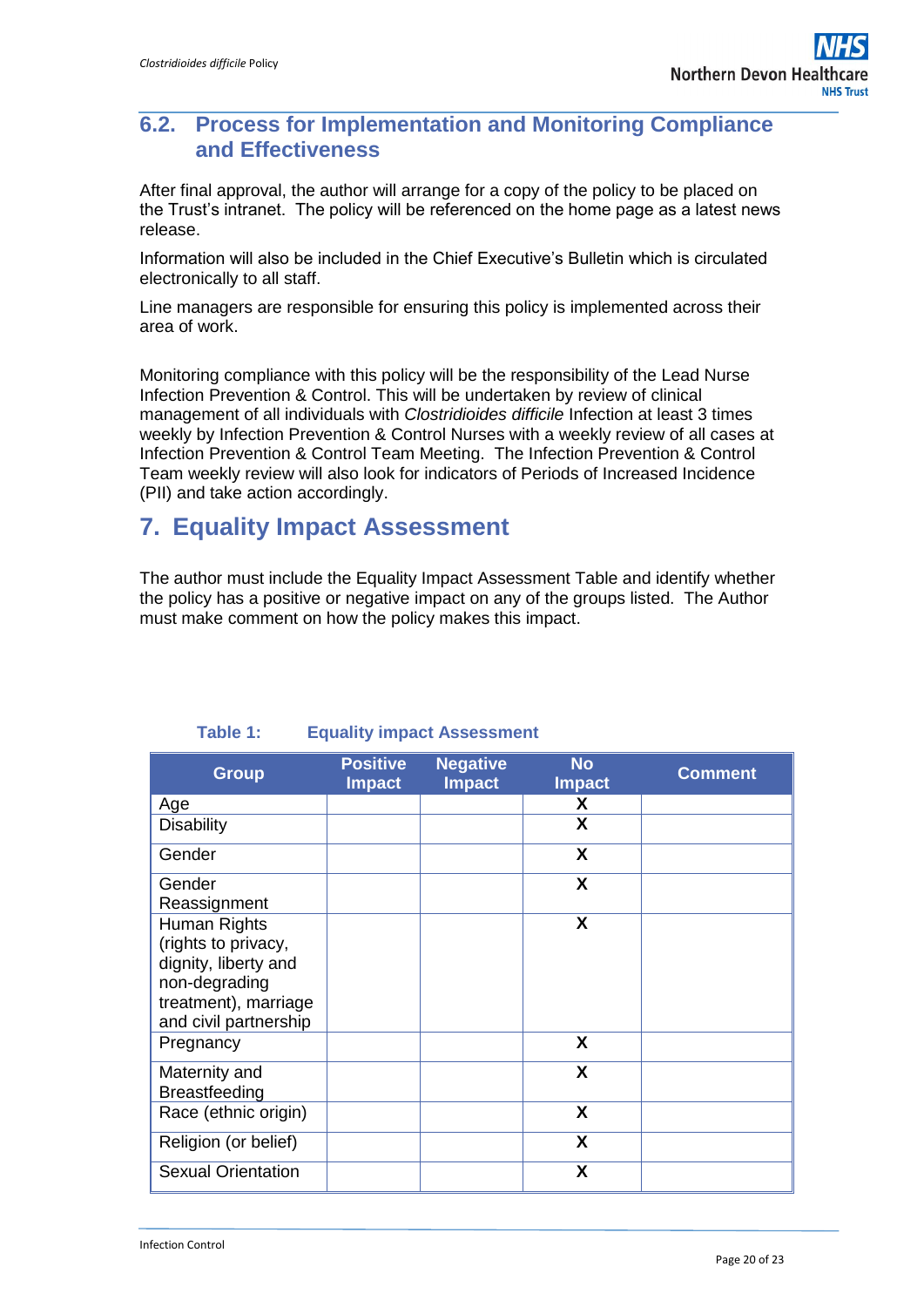## 6.2. Process for Implementation and Monitoring Compliance and Effectiveness

After final approval, the author will arrange for a copy of the policy to be placed on the Trust's intranet. The policy will be referenced on the home page as a latest news release.

Information will also be included in the Chief Executive's Bulletin which is circulated electronically to all staff.

Line managers are responsible for ensuring this policy is implemented across their area of work.

Monitoring compliance with this policy will be the responsibility of the Lead Nurse Infection Prevention & Control. This will be undertaken by review of clinical management of all individuals with *Clostridioides difficile* Infection at least 3 times weekly by Infection Prevention & Control Nurses with a weekly review of all cases at Infection Prevention & Control Team Meeting. The Infection Prevention & Control Team weekly review will also look for indicators of Periods of Increased Incidence (PII) and take action accordingly.

# 7. Equality Impact Assessment

The author must include the Equality Impact Assessment Table and identify whether the policy has a positive or negative impact on any of the groups listed. The Author must make comment on how the policy makes this impact.

**Table 1: Equality impact Assessment**

| Group | Positive Impact | Negative Impact | No Impact | Comment |
|---|---|---|---|---|
| Age | | | X | |
| Disability | | | X | |
| Gender | | | X | |
| Gender Reassignment | | | X | |
| Human Rights (rights to privacy, dignity, liberty and non-degrading treatment), marriage and civil partnership | | | X | |
| Pregnancy | | | X | |
| Maternity and Breastfeeding | | | X | |
| Race (ethnic origin) | | | X | |
| Religion (or belief) | | | X | |
| Sexual Orientation | | | X | |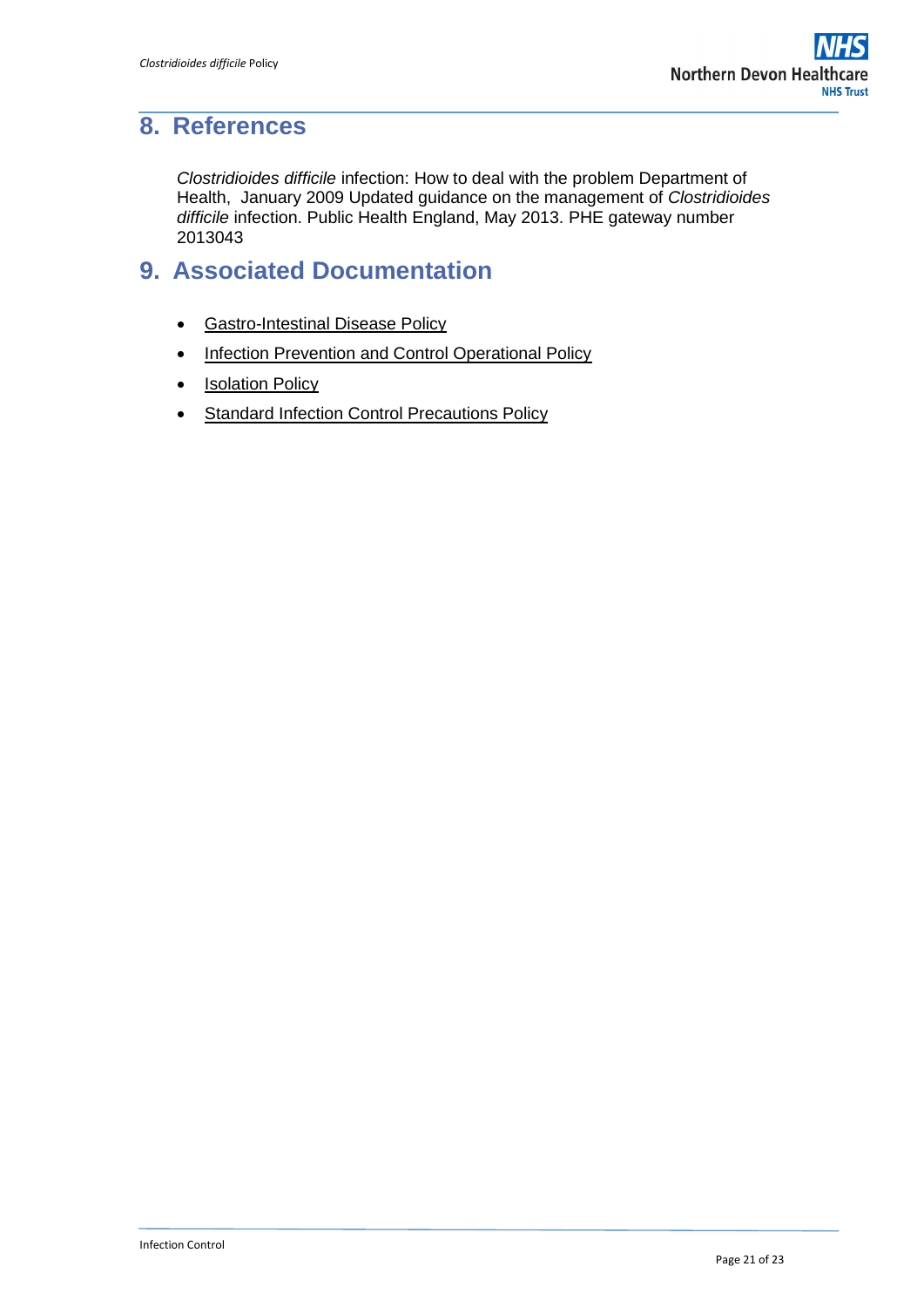## 8. References

*Clostridioides difficile* infection: How to deal with the problem Department of Health, January 2009 Updated guidance on the management of *Clostridioides difficile* infection. Public Health England, May 2013. PHE gateway number 2013043

## 9. Associated Documentation

- Gastro-Intestinal Disease Policy
- Infection Prevention and Control Operational Policy
- Isolation Policy
- Standard Infection Control Precautions Policy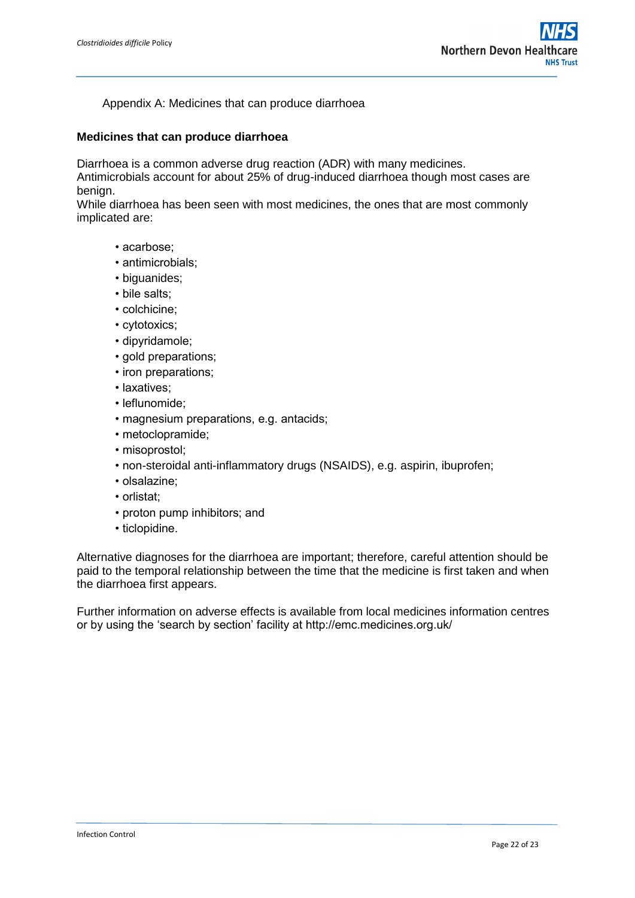Appendix A: Medicines that can produce diarrhoea

## Medicines that can produce diarrhoea

Diarrhoea is a common adverse drug reaction (ADR) with many medicines. Antimicrobials account for about 25% of drug-induced diarrhoea though most cases are benign.
While diarrhoea has been seen with most medicines, the ones that are most commonly implicated are:

- acarbose;
- antimicrobials;
- biguanides;
- bile salts;
- colchicine;
- cytotoxics;
- dipyridamole;
- gold preparations;
- iron preparations;
- laxatives;
- leflunomide;
- magnesium preparations, e.g. antacids;
- metoclopramide;
- misoprostol;
- non-steroidal anti-inflammatory drugs (NSAIDS), e.g. aspirin, ibuprofen;
- olsalazine;
- orlistat;
- proton pump inhibitors; and
- ticlopidine.

Alternative diagnoses for the diarrhoea are important; therefore, careful attention should be paid to the temporal relationship between the time that the medicine is first taken and when the diarrhoea first appears.

Further information on adverse effects is available from local medicines information centres or by using the 'search by section' facility at http://emc.medicines.org.uk/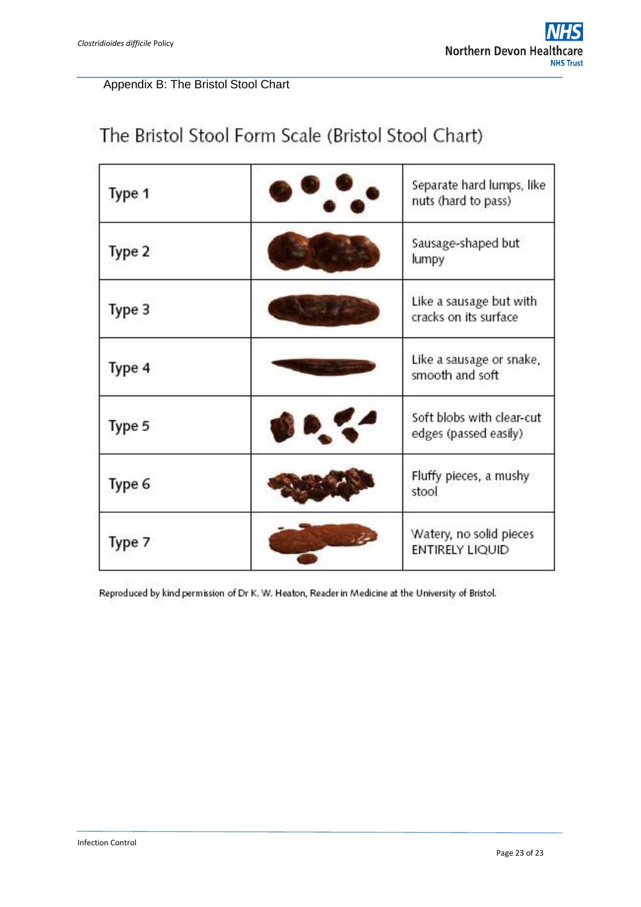## Appendix B: The Bristol Stool Chart

### The Bristol Stool Form Scale (Bristol Stool Chart)

| | | |
|---|---|---|
| Type 1 | | Separate hard lumps, like nuts (hard to pass) |
| Type 2 | | Sausage-shaped but lumpy |
| Type 3 | | Like a sausage but with cracks on its surface |
| Type 4 | | Like a sausage or snake, smooth and soft |
| Type 5 | | Soft blobs with clear-cut edges (passed easily) |
| Type 6 | | Fluffy pieces, a mushy stool |
| Type 7 | | Watery, no solid pieces ENTIRELY LIQUID |

Reproduced by kind permission of Dr K. W. Heaton, Reader in Medicine at the University of Bristol.